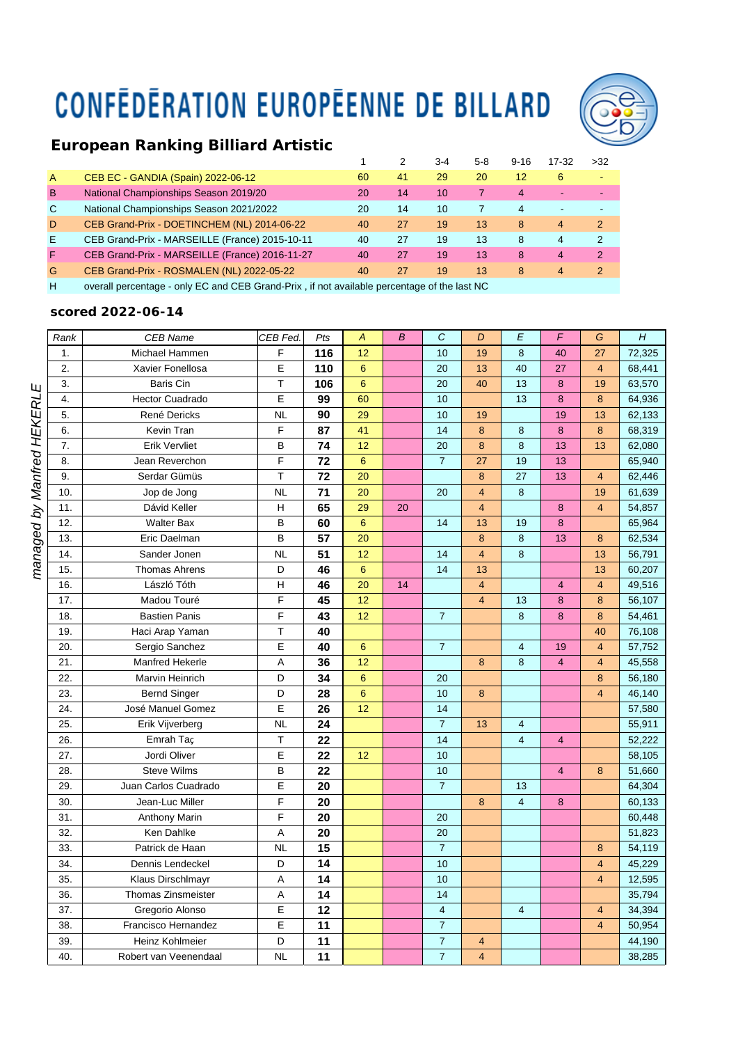# CONFÉDÉRATION EUROPÉENNE DE BILLARD

## European Ranking Billiard Artistic

| | | 1 | 2 | 3-4 | 5-8 | 9-16 | 17-32 | >32 |
|---|---|---|---|---|---|---|---|---|
| A | CEB EC - GANDIA (Spain) 2022-06-12 | 60 | 41 | 29 | 20 | 12 | 6 | - |
| B | National Championships Season 2019/20 | 20 | 14 | 10 | 7 | 4 | - | - |
| C | National Championships Season 2021/2022 | 20 | 14 | 10 | 7 | 4 | - | - |
| D | CEB Grand-Prix - DOETINCHEM (NL) 2014-06-22 | 40 | 27 | 19 | 13 | 8 | 4 | 2 |
| E | CEB Grand-Prix - MARSEILLE (France) 2015-10-11 | 40 | 27 | 19 | 13 | 8 | 4 | 2 |
| F | CEB Grand-Prix - MARSEILLE (France) 2016-11-27 | 40 | 27 | 19 | 13 | 8 | 4 | 2 |
| G | CEB Grand-Prix - ROSMALEN (NL) 2022-05-22 | 40 | 27 | 19 | 13 | 8 | 4 | 2 |
| H | overall percentage - only EC and CEB Grand-Prix , if not available percentage of the last NC | | | | | | | |

### scored 2022-06-14

| Rank | CEB Name | CEB Fed. | Pts | A | B | C | D | E | F | G | H |
|---|---|---|---|---|---|---|---|---|---|---|---|
| 1. | Michael Hammen | F | **116** | 12 | | 10 | 19 | 8 | 40 | 27 | 72,325 |
| 2. | Xavier Fonellosa | E | **110** | 6 | | 20 | 13 | 40 | 27 | 4 | 68,441 |
| 3. | Baris Cin | T | **106** | 6 | | 20 | 40 | 13 | 8 | 19 | 63,570 |
| 4. | Hector Cuadrado | E | **99** | 60 | | 10 | | 13 | 8 | 8 | 64,936 |
| 5. | René Dericks | NL | **90** | 29 | | 10 | 19 | | 19 | 13 | 62,133 |
| 6. | Kevin Tran | F | **87** | 41 | | 14 | 8 | 8 | 8 | 8 | 68,319 |
| 7. | Erik Vervliet | B | **74** | 12 | | 20 | 8 | 8 | 13 | 13 | 62,080 |
| 8. | Jean Reverchon | F | **72** | 6 | | 7 | 27 | 19 | 13 | | 65,940 |
| 9. | Serdar Gümüs | T | **72** | 20 | | | 8 | 27 | 13 | 4 | 62,446 |
| 10. | Jop de Jong | NL | **71** | 20 | | 20 | 4 | 8 | | 19 | 61,639 |
| 11. | Dávid Keller | H | **65** | 29 | 20 | | 4 | | 8 | 4 | 54,857 |
| 12. | Walter Bax | B | **60** | 6 | | 14 | 13 | 19 | 8 | | 65,964 |
| 13. | Eric Daelman | B | **57** | 20 | | | 8 | 8 | 13 | 8 | 62,534 |
| 14. | Sander Jonen | NL | **51** | 12 | | 14 | 4 | 8 | | 13 | 56,791 |
| 15. | Thomas Ahrens | D | **46** | 6 | | 14 | 13 | | | 13 | 60,207 |
| 16. | László Tóth | H | **46** | 20 | 14 | | 4 | | 4 | 4 | 49,516 |
| 17. | Madou Touré | F | **45** | 12 | | | 4 | 13 | 8 | 8 | 56,107 |
| 18. | Bastien Panis | F | **43** | 12 | | 7 | | 8 | 8 | 8 | 54,461 |
| 19. | Haci Arap Yaman | T | **40** | | | | | | | 40 | 76,108 |
| 20. | Sergio Sanchez | E | **40** | 6 | | 7 | | 4 | 19 | 4 | 57,752 |
| 21. | Manfred Hekerle | A | **36** | 12 | | | 8 | 8 | 4 | 4 | 45,558 |
| 22. | Marvin Heinrich | D | **34** | 6 | | 20 | | | | 8 | 56,180 |
| 23. | Bernd Singer | D | **28** | 6 | | 10 | 8 | | | 4 | 46,140 |
| 24. | José Manuel Gomez | E | **26** | 12 | | 14 | | | | | 57,580 |
| 25. | Erik Vijverberg | NL | **24** | | | 7 | 13 | 4 | | | 55,911 |
| 26. | Emrah Taç | T | **22** | | | 14 | | 4 | 4 | | 52,222 |
| 27. | Jordi Oliver | E | **22** | 12 | | 10 | | | | | 58,105 |
| 28. | Steve Wilms | B | **22** | | | 10 | | | 4 | 8 | 51,660 |
| 29. | Juan Carlos Cuadrado | E | **20** | | | 7 | | 13 | | | 64,304 |
| 30. | Jean-Luc Miller | F | **20** | | | | 8 | 4 | 8 | | 60,133 |
| 31. | Anthony Marin | F | **20** | | | 20 | | | | | 60,448 |
| 32. | Ken Dahlke | A | **20** | | | 20 | | | | | 51,823 |
| 33. | Patrick de Haan | NL | **15** | | | 7 | | | | 8 | 54,119 |
| 34. | Dennis Lendeckel | D | **14** | | | 10 | | | | 4 | 45,229 |
| 35. | Klaus Dirschlmayr | A | **14** | | | 10 | | | | 4 | 12,595 |
| 36. | Thomas Zinsmeister | A | **14** | | | 14 | | | | | 35,794 |
| 37. | Gregorio Alonso | E | **12** | | | 4 | | 4 | | 4 | 34,394 |
| 38. | Francisco Hernandez | E | **11** | | | 7 | | | | 4 | 50,954 |
| 39. | Heinz Kohlmeier | D | **11** | | | 7 | 4 | | | | 44,190 |
| 40. | Robert van Veenendaal | NL | **11** | | | 7 | 4 | | | | 38,285 |

*managed by Manfred HEKERLE*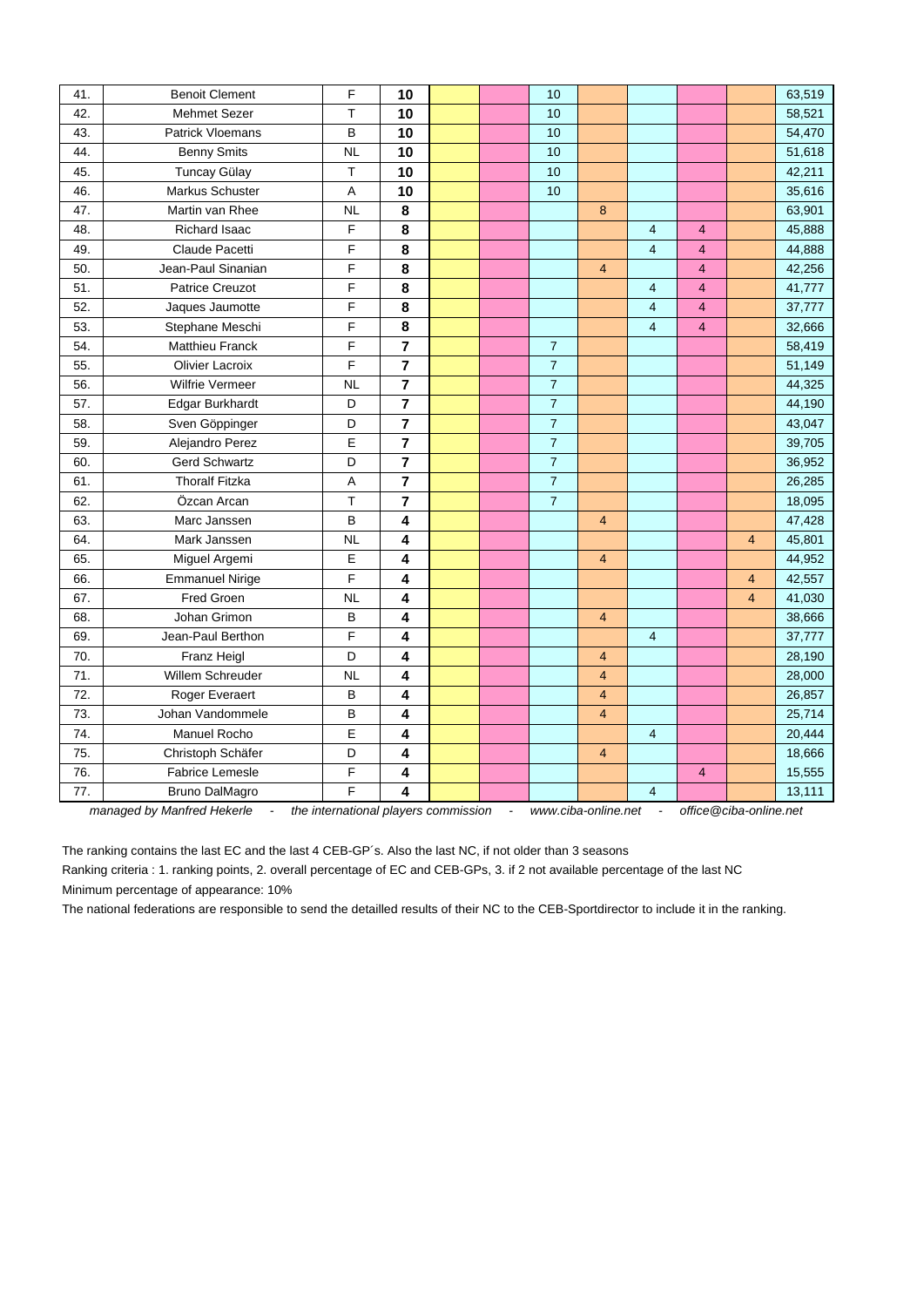| | | | | | | | | | | | |
|---|---|---|---|---|---|---|---|---|---|---|---|
| 41. | Benoit Clement | F | **10** | | | 10 | | | | | 63,519 |
| 42. | Mehmet Sezer | T | **10** | | | 10 | | | | | 58,521 |
| 43. | Patrick Vloemans | B | **10** | | | 10 | | | | | 54,470 |
| 44. | Benny Smits | NL | **10** | | | 10 | | | | | 51,618 |
| 45. | Tuncay Gülay | T | **10** | | | 10 | | | | | 42,211 |
| 46. | Markus Schuster | A | **10** | | | 10 | | | | | 35,616 |
| 47. | Martin van Rhee | NL | **8** | | | | 8 | | | | 63,901 |
| 48. | Richard Isaac | F | **8** | | | | | 4 | 4 | | 45,888 |
| 49. | Claude Pacetti | F | **8** | | | | | 4 | 4 | | 44,888 |
| 50. | Jean-Paul Sinanian | F | **8** | | | | 4 | | 4 | | 42,256 |
| 51. | Patrice Creuzot | F | **8** | | | | | 4 | 4 | | 41,777 |
| 52. | Jaques Jaumotte | F | **8** | | | | | 4 | 4 | | 37,777 |
| 53. | Stephane Meschi | F | **8** | | | | | 4 | 4 | | 32,666 |
| 54. | Matthieu Franck | F | **7** | | | 7 | | | | | 58,419 |
| 55. | Olivier Lacroix | F | **7** | | | 7 | | | | | 51,149 |
| 56. | Wilfrie Vermeer | NL | **7** | | | 7 | | | | | 44,325 |
| 57. | Edgar Burkhardt | D | **7** | | | 7 | | | | | 44,190 |
| 58. | Sven Göppinger | D | **7** | | | 7 | | | | | 43,047 |
| 59. | Alejandro Perez | E | **7** | | | 7 | | | | | 39,705 |
| 60. | Gerd Schwartz | D | **7** | | | 7 | | | | | 36,952 |
| 61. | Thoralf Fitzka | A | **7** | | | 7 | | | | | 26,285 |
| 62. | Özcan Arcan | T | **7** | | | 7 | | | | | 18,095 |
| 63. | Marc Janssen | B | **4** | | | | 4 | | | | 47,428 |
| 64. | Mark Janssen | NL | **4** | | | | | | | 4 | 45,801 |
| 65. | Miguel Argemi | E | **4** | | | | 4 | | | | 44,952 |
| 66. | Emmanuel Nirige | F | **4** | | | | | | | 4 | 42,557 |
| 67. | Fred Groen | NL | **4** | | | | | | | 4 | 41,030 |
| 68. | Johan Grimon | B | **4** | | | | 4 | | | | 38,666 |
| 69. | Jean-Paul Berthon | F | **4** | | | | | 4 | | | 37,777 |
| 70. | Franz Heigl | D | **4** | | | | 4 | | | | 28,190 |
| 71. | Willem Schreuder | NL | **4** | | | | 4 | | | | 28,000 |
| 72. | Roger Everaert | B | **4** | | | | 4 | | | | 26,857 |
| 73. | Johan Vandommele | B | **4** | | | | 4 | | | | 25,714 |
| 74. | Manuel Rocho | E | **4** | | | | | 4 | | | 20,444 |
| 75. | Christoph Schäfer | D | **4** | | | | 4 | | | | 18,666 |
| 76. | Fabrice Lemesle | F | **4** | | | | | | 4 | | 15,555 |
| 77. | Bruno DalMagro | F | **4** | | | | | 4 | | | 13,111 |

*managed by Manfred Hekerle - the international players commission - www.ciba-online.net - office@ciba-online.net*

The ranking contains the last EC and the last 4 CEB-GP´s. Also the last NC, if not older than 3 seasons

Ranking criteria : 1. ranking points, 2. overall percentage of EC and CEB-GPs, 3. if 2 not available percentage of the last NC

Minimum percentage of appearance: 10%

The national federations are responsible to send the detailled results of their NC to the CEB-Sportdirector to include it in the ranking.